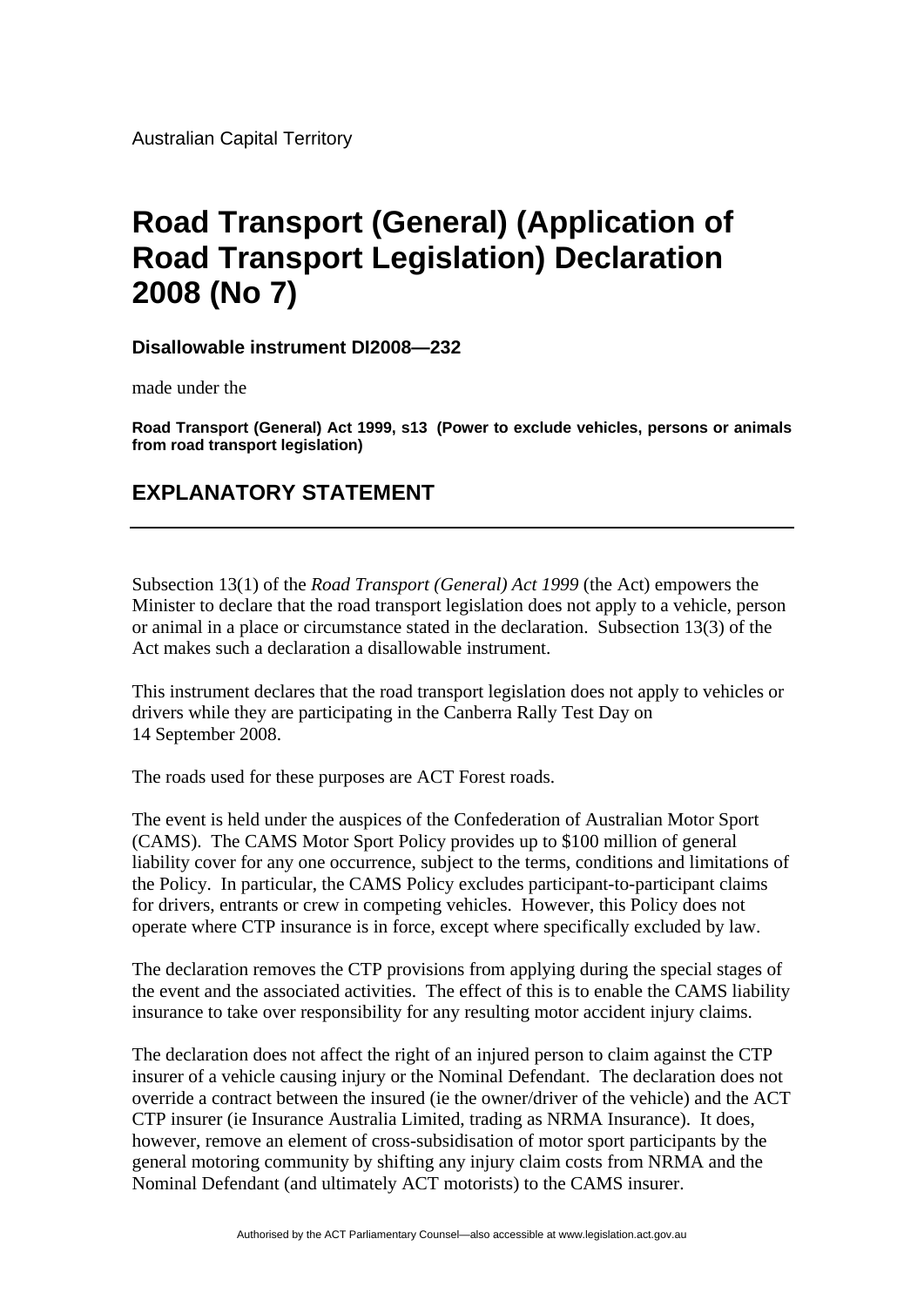Australian Capital Territory

# Road Transport (General) (Application of Road Transport Legislation) Declaration 2008 (No 7)

**Disallowable instrument DI2008—232**

made under the

**Road Transport (General) Act 1999, s13 (Power to exclude vehicles, persons or animals from road transport legislation)**

## EXPLANATORY STATEMENT

---

Subsection 13(1) of the *Road Transport (General) Act 1999* (the Act) empowers the Minister to declare that the road transport legislation does not apply to a vehicle, person or animal in a place or circumstance stated in the declaration. Subsection 13(3) of the Act makes such a declaration a disallowable instrument.

This instrument declares that the road transport legislation does not apply to vehicles or drivers while they are participating in the Canberra Rally Test Day on 14 September 2008.

The roads used for these purposes are ACT Forest roads.

The event is held under the auspices of the Confederation of Australian Motor Sport (CAMS). The CAMS Motor Sport Policy provides up to $100 million of general liability cover for any one occurrence, subject to the terms, conditions and limitations of the Policy. In particular, the CAMS Policy excludes participant-to-participant claims for drivers, entrants or crew in competing vehicles. However, this Policy does not operate where CTP insurance is in force, except where specifically excluded by law.

The declaration removes the CTP provisions from applying during the special stages of the event and the associated activities. The effect of this is to enable the CAMS liability insurance to take over responsibility for any resulting motor accident injury claims.

The declaration does not affect the right of an injured person to claim against the CTP insurer of a vehicle causing injury or the Nominal Defendant. The declaration does not override a contract between the insured (ie the owner/driver of the vehicle) and the ACT CTP insurer (ie Insurance Australia Limited, trading as NRMA Insurance). It does, however, remove an element of cross-subsidisation of motor sport participants by the general motoring community by shifting any injury claim costs from NRMA and the Nominal Defendant (and ultimately ACT motorists) to the CAMS insurer.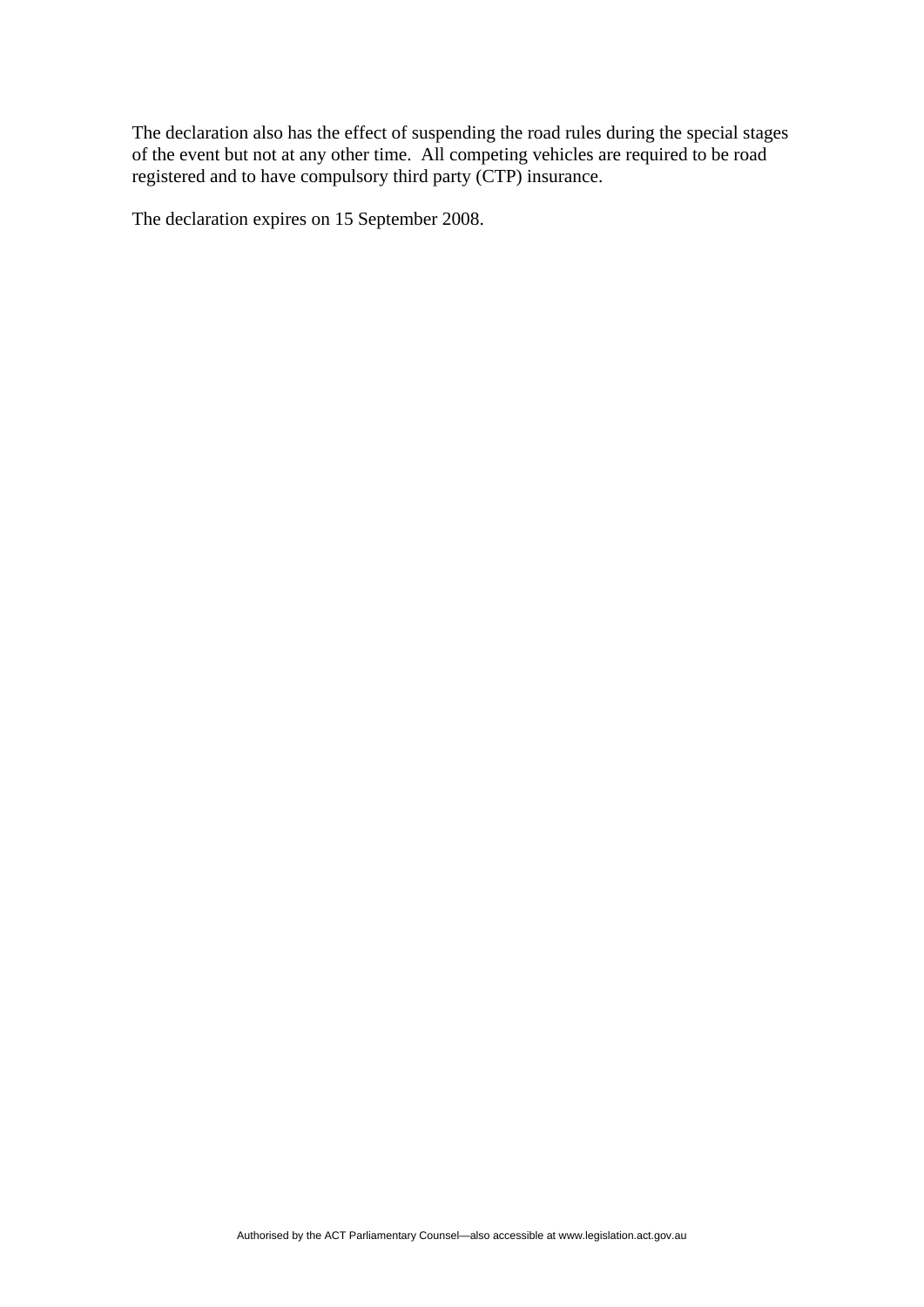The declaration also has the effect of suspending the road rules during the special stages of the event but not at any other time. All competing vehicles are required to be road registered and to have compulsory third party (CTP) insurance.

The declaration expires on 15 September 2008.